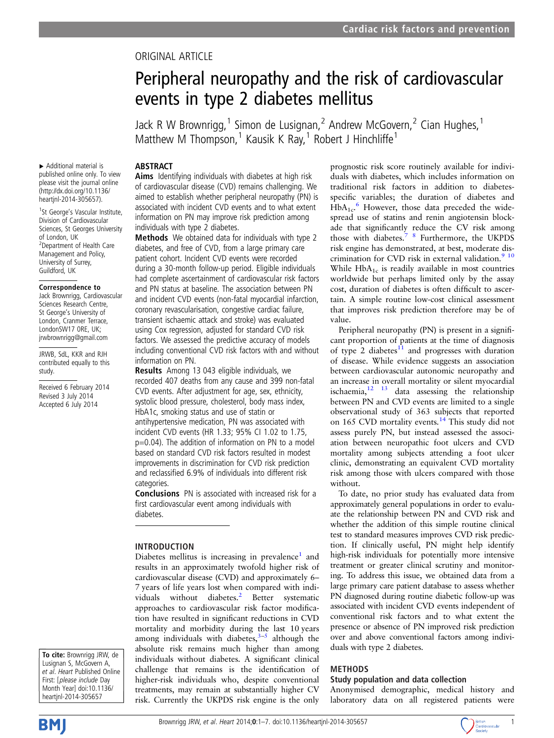ORIGINAL ARTICLE

# Peripheral neuropathy and the risk of cardiovascular events in type 2 diabetes mellitus

Jack R W Brownrigg,[1] Simon de Lusignan,[2] Andrew McGovern,[2] Cian Hughes,[1] Matthew M Thompson,[1] Kausik K Ray,[1] Robert J Hinchliffe[1]

► Additional material is published online only. To view please visit the journal online (http://dx.doi.org/10.1136/heartjnl-2014-305657).

[1]St George's Vascular Institute, Division of Cardiovascular Sciences, St Georges University of London, UK
[2]Department of Health Care Management and Policy, University of Surrey, Guildford, UK

**Correspondence to**
Jack Brownrigg, Cardiovascular Sciences Research Centre, St George's University of London, Cranmer Terrace, LondonSW17 0RE, UK; jrwbrownrigg@gmail.com

JRWB, SdL, KKR and RJH contributed equally to this study.

Received 6 February 2014
Revised 3 July 2014
Accepted 6 July 2014

**To cite:** Brownrigg JRW, de Lusignan S, McGovern A, et al. Heart Published Online First: [please include Day Month Year] doi:10.1136/heartjnl-2014-305657

## ABSTRACT

**Aims** Identifying individuals with diabetes at high risk of cardiovascular disease (CVD) remains challenging. We aimed to establish whether peripheral neuropathy (PN) is associated with incident CVD events and to what extent information on PN may improve risk prediction among individuals with type 2 diabetes.

**Methods** We obtained data for individuals with type 2 diabetes, and free of CVD, from a large primary care patient cohort. Incident CVD events were recorded during a 30-month follow-up period. Eligible individuals had complete ascertainment of cardiovascular risk factors and PN status at baseline. The association between PN and incident CVD events (non-fatal myocardial infarction, coronary revascularisation, congestive cardiac failure, transient ischaemic attack and stroke) was evaluated using Cox regression, adjusted for standard CVD risk factors. We assessed the predictive accuracy of models including conventional CVD risk factors with and without information on PN.

**Results** Among 13 043 eligible individuals, we recorded 407 deaths from any cause and 399 non-fatal CVD events. After adjustment for age, sex, ethnicity, systolic blood pressure, cholesterol, body mass index, HbA1c, smoking status and use of statin or antihypertensive medication, PN was associated with incident CVD events (HR 1.33; 95% CI 1.02 to 1.75, p=0.04). The addition of information on PN to a model based on standard CVD risk factors resulted in modest improvements in discrimination for CVD risk prediction and reclassified 6.9% of individuals into different risk categories.

**Conclusions** PN is associated with increased risk for a first cardiovascular event among individuals with diabetes.

## INTRODUCTION

Diabetes mellitus is increasing in prevalence[1] and results in an approximately twofold higher risk of cardiovascular disease (CVD) and approximately 6–7 years of life years lost when compared with individuals without diabetes.[2] Better systematic approaches to cardiovascular risk factor modification have resulted in significant reductions in CVD mortality and morbidity during the last 10 years among individuals with diabetes,[3–5] although the absolute risk remains much higher than among individuals without diabetes. A significant clinical challenge that remains is the identification of higher-risk individuals who, despite conventional treatments, may remain at substantially higher CV risk. Currently the UKPDS risk engine is the only prognostic risk score routinely available for individuals with diabetes, which includes information on traditional risk factors in addition to diabetes-specific variables; the duration of diabetes and $HbA_{1c}$.[6] However, those data preceded the widespread use of statins and renin angiotensin blockade that significantly reduce the CV risk among those with diabetes.[7 8] Furthermore, the UKPDS risk engine has demonstrated, at best, moderate discrimination for CVD risk in external validation.[9 10] While $HbA_{1c}$ is readily available in most countries worldwide but perhaps limited only by the assay cost, duration of diabetes is often difficult to ascertain. A simple routine low-cost clinical assessment that improves risk prediction therefore may be of value.

Peripheral neuropathy (PN) is present in a significant proportion of patients at the time of diagnosis of type 2 diabetes[11] and progresses with duration of disease. While evidence suggests an association between cardiovascular autonomic neuropathy and an increase in overall mortality or silent myocardial ischaemia,[12 13] data assessing the relationship between PN and CVD events are limited to a single observational study of 363 subjects that reported on 165 CVD mortality events.[14] This study did not assess purely PN, but instead assessed the association between neuropathic foot ulcers and CVD mortality among subjects attending a foot ulcer clinic, demonstrating an equivalent CVD mortality risk among those with ulcers compared with those without.

To date, no prior study has evaluated data from approximately general populations in order to evaluate the relationship between PN and CVD risk and whether the addition of this simple routine clinical test to standard measures improves CVD risk prediction. If clinically useful, PN might help identify high-risk individuals for potentially more intensive treatment or greater clinical scrutiny and monitoring. To address this issue, we obtained data from a large primary care patient database to assess whether PN diagnosed during routine diabetic follow-up was associated with incident CVD events independent of conventional risk factors and to what extent the presence or absence of PN improved risk prediction over and above conventional factors among individuals with type 2 diabetes.

## METHODS

### Study population and data collection

Anonymised demographic, medical history and laboratory data on all registered patients were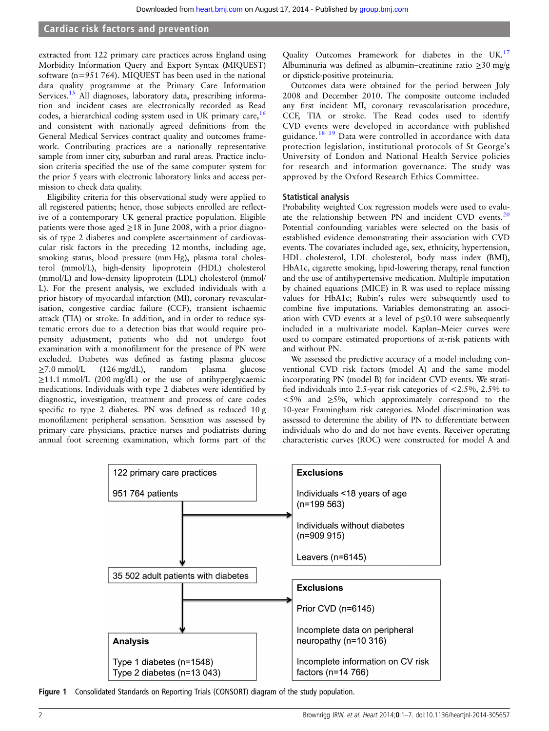extracted from 122 primary care practices across England using Morbidity Information Query and Export Syntax (MIQUEST) software (n=951 764). MIQUEST has been used in the national data quality programme for the Primary Care Information Services.[15] All diagnoses, laboratory data, prescribing information and incident cases are electronically recorded as Read codes, a hierarchical coding system used in UK primary care,[16] and consistent with nationally agreed definitions from the General Medical Services contract quality and outcomes framework. Contributing practices are a nationally representative sample from inner city, suburban and rural areas. Practice inclusion criteria specified the use of the same computer system for the prior 5 years with electronic laboratory links and access permission to check data quality.

Eligibility criteria for this observational study were applied to all registered patients; hence, those subjects enrolled are reflective of a contemporary UK general practice population. Eligible patients were those aged ≥18 in June 2008, with a prior diagnosis of type 2 diabetes and complete ascertainment of cardiovascular risk factors in the preceding 12 months, including age, smoking status, blood pressure (mm Hg), plasma total cholesterol (mmol/L), high-density lipoprotein (HDL) cholesterol (mmol/L) and low-density lipoprotein (LDL) cholesterol (mmol/L). For the present analysis, we excluded individuals with a prior history of myocardial infarction (MI), coronary revascularisation, congestive cardiac failure (CCF), transient ischaemic attack (TIA) or stroke. In addition, and in order to reduce systematic errors due to a detection bias that would require propensity adjustment, patients who did not undergo foot examination with a monofilament for the presence of PN were excluded. Diabetes was defined as fasting plasma glucose ≥7.0 mmol/L (126 mg/dL), random plasma glucose ≥11.1 mmol/L (200 mg/dL) or the use of antihyperglycaemic medications. Individuals with type 2 diabetes were identified by diagnostic, investigation, treatment and process of care codes specific to type 2 diabetes. PN was defined as reduced 10 g monofilament peripheral sensation. Sensation was assessed by primary care physicians, practice nurses and podiatrists during annual foot screening examination, which forms part of the Quality Outcomes Framework for diabetes in the UK.[17] Albuminuria was defined as albumin–creatinine ratio ≥30 mg/g or dipstick-positive proteinuria.

Outcomes data were obtained for the period between July 2008 and December 2010. The composite outcome included any first incident MI, coronary revascularisation procedure, CCF, TIA or stroke. The Read codes used to identify CVD events were developed in accordance with published guidance.[18,19] Data were controlled in accordance with data protection legislation, institutional protocols of St George's University of London and National Health Service policies for research and information governance. The study was approved by the Oxford Research Ethics Committee.

### Statistical analysis

Probability weighted Cox regression models were used to evaluate the relationship between PN and incident CVD events.[20] Potential confounding variables were selected on the basis of established evidence demonstrating their association with CVD events. The covariates included age, sex, ethnicity, hypertension, HDL cholesterol, LDL cholesterol, body mass index (BMI), HbA1c, cigarette smoking, lipid-lowering therapy, renal function and the use of antihypertensive medication. Multiple imputation by chained equations (MICE) in R was used to replace missing values for HbA1c; Rubin's rules were subsequently used to combine five imputations. Variables demonstrating an association with CVD events at a level of $p \leq 0.10$ were subsequently included in a multivariate model. Kaplan–Meier curves were used to compare estimated proportions of at-risk patients with and without PN.

We assessed the predictive accuracy of a model including conventional CVD risk factors (model A) and the same model incorporating PN (model B) for incident CVD events. We stratified individuals into 2.5-year risk categories of <2.5%, 2.5% to <5% and ≥5%, which approximately correspond to the 10-year Framingham risk categories. Model discrimination was assessed to determine the ability of PN to differentiate between individuals who do and do not have events. Receiver operating characteristic curves (ROC) were constructed for model A and

| | |
|---|---|
| 122 primary care practices<br>951 764 patients | **Exclusions**<br>Individuals <18 years of age (n=199 563)<br>Individuals without diabetes (n=909 915)<br>Leavers (n=6145) |
| 35 502 adult patients with diabetes | **Exclusions**<br>Prior CVD (n=6145)<br>Incomplete data on peripheral neuropathy (n=10 316)<br>Incomplete information on CV risk factors (n=14 766) |
| **Analysis**<br>Type 1 diabetes (n=1548)<br>Type 2 diabetes (n=13 043) | |

**Figure 1** Consolidated Standards on Reporting Trials (CONSORT) diagram of the study population.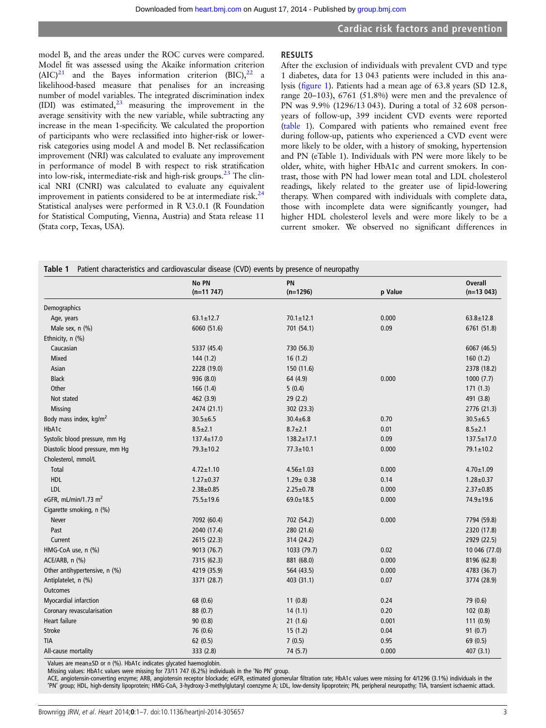model B, and the areas under the ROC curves were compared. Model fit was assessed using the Akaike information criterion (AIC)[21] and the Bayes information criterion (BIC),[22] a likelihood-based measure that penalises for an increasing number of model variables. The integrated discrimination index (IDI) was estimated,[23] measuring the improvement in the average sensitivity with the new variable, while subtracting any increase in the mean 1-specificity. We calculated the proportion of participants who were reclassified into higher-risk or lower-risk categories using model A and model B. Net reclassification improvement (NRI) was calculated to evaluate any improvement in performance of model B with respect to risk stratification into low-risk, intermediate-risk and high-risk groups.[23] The clinical NRI (CNRI) was calculated to evaluate any equivalent improvement in patients considered to be at intermediate risk.[24] Statistical analyses were performed in R V.3.0.1 (R Foundation for Statistical Computing, Vienna, Austria) and Stata release 11 (Stata corp, Texas, USA).

## RESULTS

After the exclusion of individuals with prevalent CVD and type 1 diabetes, data for 13 043 patients were included in this analysis (figure 1). Patients had a mean age of 63.8 years (SD 12.8, range 20–103), 6761 (51.8%) were men and the prevalence of PN was 9.9% (1296/13 043). During a total of 32 608 person-years of follow-up, 399 incident CVD events were reported (table 1). Compared with patients who remained event free during follow-up, patients who experienced a CVD event were more likely to be older, with a history of smoking, hypertension and PN (eTable 1). Individuals with PN were more likely to be older, white, with higher HbA1c and current smokers. In contrast, those with PN had lower mean total and LDL cholesterol readings, likely related to the greater use of lipid-lowering therapy. When compared with individuals with complete data, those with incomplete data were significantly younger, had higher HDL cholesterol levels and were more likely to be a current smoker. We observed no significant differences in

**Table 1** Patient characteristics and cardiovascular disease (CVD) events by presence of neuropathy

| | No PN (n=11 747) | PN (n=1296) | p Value | Overall (n=13 043) |
|---|---|---|---|---|
| Demographics | | | | |
| Age, years | 63.1±12.7 | 70.1±12.1 | 0.000 | 63.8±12.8 |
| Male sex, n (%) | 6060 (51.6) | 701 (54.1) | 0.09 | 6761 (51.8) |
| Ethnicity, n (%) | | | | |
| Caucasian | 5337 (45.4) | 730 (56.3) | | 6067 (46.5) |
| Mixed | 144 (1.2) | 16 (1.2) | | 160 (1.2) |
| Asian | 2228 (19.0) | 150 (11.6) | | 2378 (18.2) |
| Black | 936 (8.0) | 64 (4.9) | 0.000 | 1000 (7.7) |
| Other | 166 (1.4) | 5 (0.4) | | 171 (1.3) |
| Not stated | 462 (3.9) | 29 (2.2) | | 491 (3.8) |
| Missing | 2474 (21.1) | 302 (23.3) | | 2776 (21.3) |
| Body mass index, kg/m$^2$ | 30.5±6.5 | 30.4±6.8 | 0.70 | 30.5±6.5 |
| HbA1c | 8.5±2.1 | 8.7±2.1 | 0.01 | 8.5±2.1 |
| Systolic blood pressure, mm Hg | 137.4±17.0 | 138.2±17.1 | 0.09 | 137.5±17.0 |
| Diastolic blood pressure, mm Hg | 79.3±10.2 | 77.3±10.1 | 0.000 | 79.1±10.2 |
| Cholesterol, mmol/L | | | | |
| Total | 4.72±1.10 | 4.56±1.03 | 0.000 | 4.70±1.09 |
| HDL | 1.27±0.37 | 1.29± 0.38 | 0.14 | 1.28±0.37 |
| LDL | 2.38±0.85 | 2.25±0.78 | 0.000 | 2.37±0.85 |
| eGFR, mL/min/1.73 m$^2$ | 75.5±19.6 | 69.0±18.5 | 0.000 | 74.9±19.6 |
| Cigarette smoking, n (%) | | | | |
| Never | 7092 (60.4) | 702 (54.2) | 0.000 | 7794 (59.8) |
| Past | 2040 (17.4) | 280 (21.6) | | 2320 (17.8) |
| Current | 2615 (22.3) | 314 (24.2) | | 2929 (22.5) |
| HMG-CoA use, n (%) | 9013 (76.7) | 1033 (79.7) | 0.02 | 10 046 (77.0) |
| ACE/ARB, n (%) | 7315 (62.3) | 881 (68.0) | 0.000 | 8196 (62.8) |
| Other antihypertensive, n (%) | 4219 (35.9) | 564 (43.5) | 0.000 | 4783 (36.7) |
| Antiplatelet, n (%) | 3371 (28.7) | 403 (31.1) | 0.07 | 3774 (28.9) |
| Outcomes | | | | |
| Myocardial infarction | 68 (0.6) | 11 (0.8) | 0.24 | 79 (0.6) |
| Coronary revascularisation | 88 (0.7) | 14 (1.1) | 0.20 | 102 (0.8) |
| Heart failure | 90 (0.8) | 21 (1.6) | 0.001 | 111 (0.9) |
| Stroke | 76 (0.6) | 15 (1.2) | 0.04 | 91 (0.7) |
| TIA | 62 (0.5) | 7 (0.5) | 0.95 | 69 (0.5) |
| All-cause mortality | 333 (2.8) | 74 (5.7) | 0.000 | 407 (3.1) |

Values are mean±SD or n (%). HbA1c indicates glycated haemoglobin.
Missing values: HbA1c values were missing for 73/11 747 (6.2%) individuals in the 'No PN' group.
ACE, angiotensin-converting enzyme; ARB, angiotensin receptor blockade; eGFR, estimated glomerular filtration rate; HbA1c values were missing for 4/1296 (3.1%) individuals in the 'PN' group; HDL, high-density lipoprotein; HMG-CoA, 3-hydroxy-3-methylglutaryl coenzyme A; LDL, low-density lipoprotein; PN, peripheral neuropathy; TIA, transient ischaemic attack.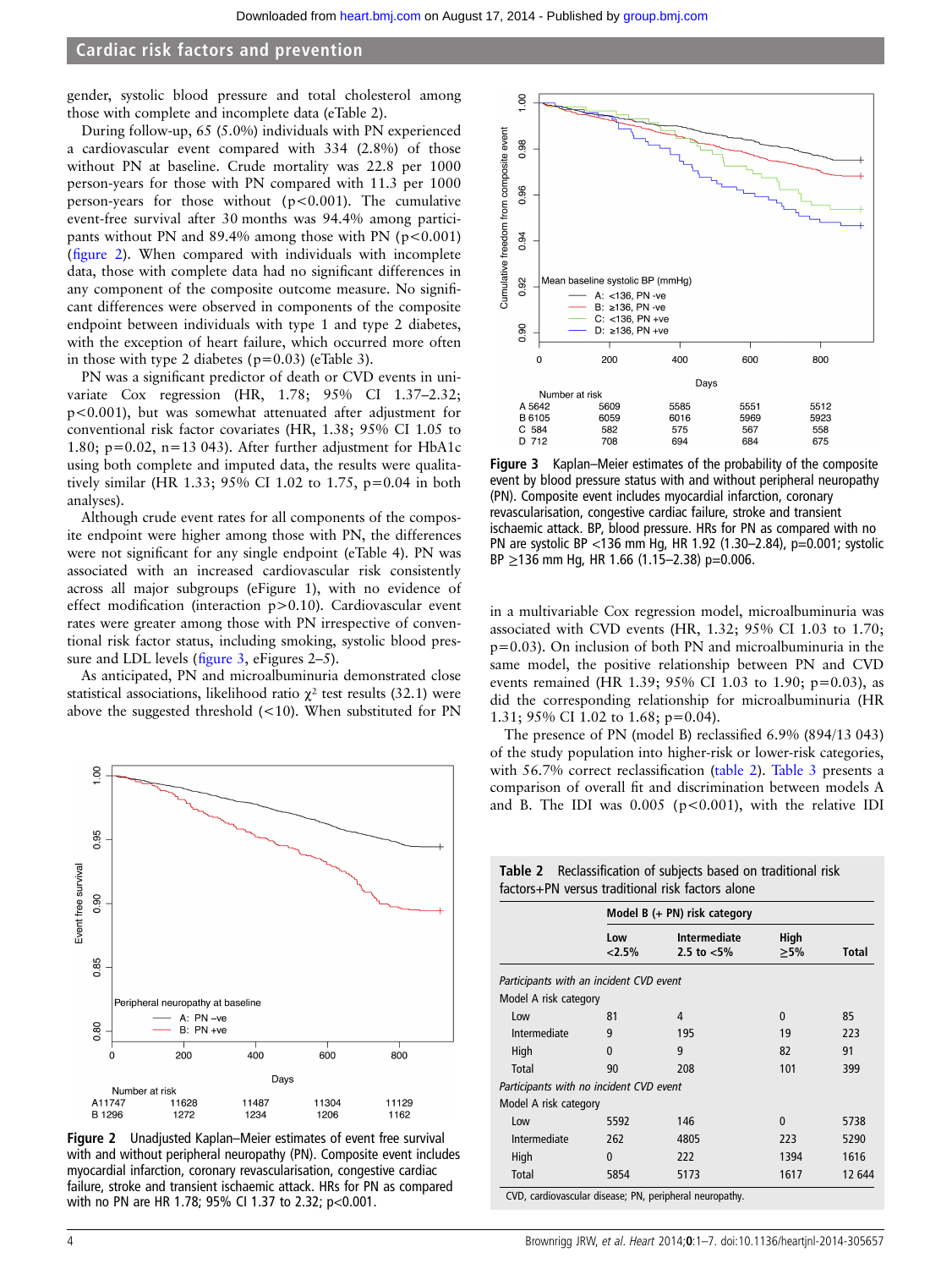gender, systolic blood pressure and total cholesterol among those with complete and incomplete data (eTable 2).

During follow-up, 65 (5.0%) individuals with PN experienced a cardiovascular event compared with 334 (2.8%) of those without PN at baseline. Crude mortality was 22.8 per 1000 person-years for those with PN compared with 11.3 per 1000 person-years for those without ($p<0.001$). The cumulative event-free survival after 30 months was 94.4% among participants without PN and 89.4% among those with PN ($p<0.001$) (figure 2). When compared with individuals with incomplete data, those with complete data had no significant differences in any component of the composite outcome measure. No significant differences were observed in components of the composite endpoint between individuals with type 1 and type 2 diabetes, with the exception of heart failure, which occurred more often in those with type 2 diabetes ($p=0.03$) (eTable 3).

PN was a significant predictor of death or CVD events in univariate Cox regression (HR, 1.78; 95% CI 1.37–2.32; $p<0.001$), but was somewhat attenuated after adjustment for conventional risk factor covariates (HR, 1.38; 95% CI 1.05 to 1.80; $p=0.02$, n=13 043). After further adjustment for HbA1c using both complete and imputed data, the results were qualitatively similar (HR 1.33; 95% CI 1.02 to 1.75, $p=0.04$ in both analyses).

Although crude event rates for all components of the composite endpoint were higher among those with PN, the differences were not significant for any single endpoint (eTable 4). PN was associated with an increased cardiovascular risk consistently across all major subgroups (eFigure 1), with no evidence of effect modification (interaction $p>0.10$). Cardiovascular event rates were greater among those with PN irrespective of conventional risk factor status, including smoking, systolic blood pressure and LDL levels (figure 3, eFigures 2–5).

As anticipated, PN and microalbuminuria demonstrated close statistical associations, likelihood ratio $\chi^2$ test results (32.1) were above the suggested threshold (<10). When substituted for PN in a multivariable Cox regression model, microalbuminuria was associated with CVD events (HR, 1.32; 95% CI 1.03 to 1.70; $p=0.03$). On inclusion of both PN and microalbuminuria in the same model, the positive relationship between PN and CVD events remained (HR 1.39; 95% CI 1.03 to 1.90; $p=0.03$), as did the corresponding relationship for microalbuminuria (HR 1.31; 95% CI 1.02 to 1.68; $p=0.04$).

The presence of PN (model B) reclassified 6.9% (894/13 043) of the study population into higher-risk or lower-risk categories, with 56.7% correct reclassification (table 2). Table 3 presents a comparison of overall fit and discrimination between models A and B. The IDI was 0.005 ($p<0.001$), with the relative IDI

**Figure 2** Unadjusted Kaplan–Meier estimates of event free survival with and without peripheral neuropathy (PN). Composite event includes myocardial infarction, coronary revascularisation, congestive cardiac failure, stroke and transient ischaemic attack. HRs for PN as compared with no PN are HR 1.78; 95% CI 1.37 to 2.32; p<0.001.

**Figure 3** Kaplan–Meier estimates of the probability of the composite event by blood pressure status with and without peripheral neuropathy (PN). Composite event includes myocardial infarction, coronary revascularisation, congestive cardiac failure, stroke and transient ischaemic attack. BP, blood pressure. HRs for PN as compared with no PN are systolic BP <136 mm Hg, HR 1.92 (1.30–2.84), p=0.001; systolic BP ≥136 mm Hg, HR 1.66 (1.15–2.38) p=0.006.

**Table 2** Reclassification of subjects based on traditional risk factors+PN versus traditional risk factors alone

| | Model B (+ PN) risk category | | | |
|---|---|---|---|---|
| | Low <2.5% | Intermediate 2.5 to <5% | High ≥5% | Total |
| *Participants with an incident CVD event* | | | | |
| Model A risk category | | | | |
| Low | 81 | 4 | 0 | 85 |
| Intermediate | 9 | 195 | 19 | 223 |
| High | 0 | 9 | 82 | 91 |
| Total | 90 | 208 | 101 | 399 |
| *Participants with no incident CVD event* | | | | |
| Model A risk category | | | | |
| Low | 5592 | 146 | 0 | 5738 |
| Intermediate | 262 | 4805 | 223 | 5290 |
| High | 0 | 222 | 1394 | 1616 |
| Total | 5854 | 5173 | 1617 | 12 644 |

CVD, cardiovascular disease; PN, peripheral neuropathy.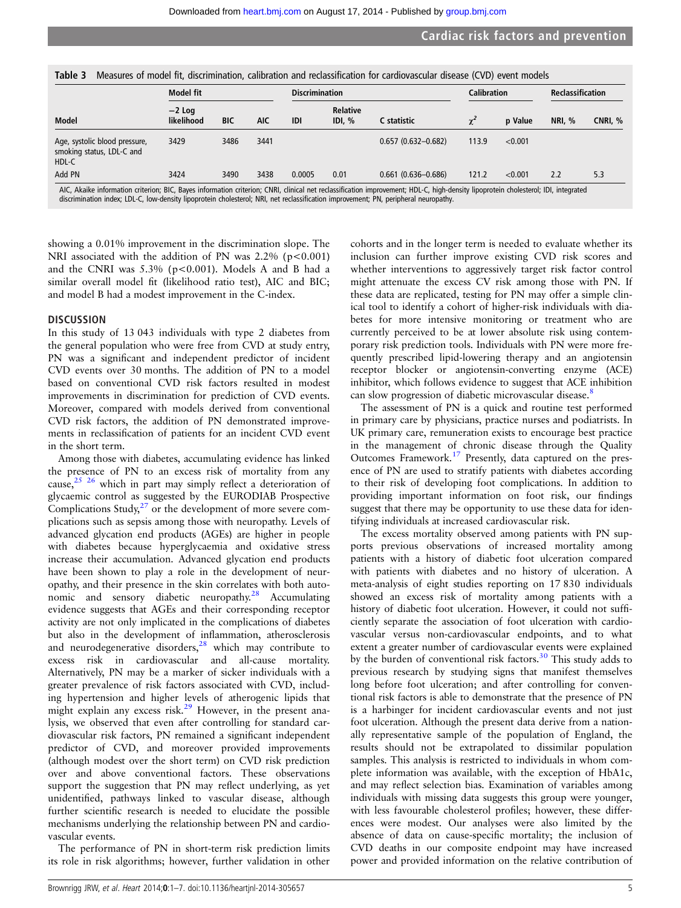Table 3 Measures of model fit, discrimination, calibration and reclassification for cardiovascular disease (CVD) event models

| Model | Model fit | | | Discrimination | | | Calibration | | Reclassification | |
|---|---|---|---|---|---|---|---|---|---|---|
| | −2 Log likelihood | BIC | AIC | IDI | Relative IDI, % | C statistic | $\chi^2$ | p Value | NRI, % | CNRI, % |
| Age, systolic blood pressure, smoking status, LDL-C and HDL-C | 3429 | 3486 | 3441 | | | 0.657 (0.632–0.682) | 113.9 | <0.001 | | |
| Add PN | 3424 | 3490 | 3438 | 0.0005 | 0.01 | 0.661 (0.636–0.686) | 121.2 | <0.001 | 2.2 | 5.3 |

AIC, Akaike information criterion; BIC, Bayes information criterion; CNRI, clinical net reclassification improvement; HDL-C, high-density lipoprotein cholesterol; IDI, integrated discrimination index; LDL-C, low-density lipoprotein cholesterol; NRI, net reclassification improvement; PN, peripheral neuropathy.

showing a 0.01% improvement in the discrimination slope. The NRI associated with the addition of PN was 2.2% ($p<0.001$) and the CNRI was 5.3% ($p<0.001$). Models A and B had a similar overall model fit (likelihood ratio test), AIC and BIC; and model B had a modest improvement in the C-index.

## DISCUSSION

In this study of 13 043 individuals with type 2 diabetes from the general population who were free from CVD at study entry, PN was a significant and independent predictor of incident CVD events over 30 months. The addition of PN to a model based on conventional CVD risk factors resulted in modest improvements in discrimination for prediction of CVD events. Moreover, compared with models derived from conventional CVD risk factors, the addition of PN demonstrated improvements in reclassification of patients for an incident CVD event in the short term.

Among those with diabetes, accumulating evidence has linked the presence of PN to an excess risk of mortality from any cause,[25 26] which in part may simply reflect a deterioration of glycaemic control as suggested by the EURODIAB Prospective Complications Study,[27] or the development of more severe complications such as sepsis among those with neuropathy. Levels of advanced glycation end products (AGEs) are higher in people with diabetes because hyperglycaemia and oxidative stress increase their accumulation. Advanced glycation end products have been shown to play a role in the development of neuropathy, and their presence in the skin correlates with both autonomic and sensory diabetic neuropathy.[28] Accumulating evidence suggests that AGEs and their corresponding receptor activity are not only implicated in the complications of diabetes but also in the development of inflammation, atherosclerosis and neurodegenerative disorders,[28] which may contribute to excess risk in cardiovascular and all-cause mortality. Alternatively, PN may be a marker of sicker individuals with a greater prevalence of risk factors associated with CVD, including hypertension and higher levels of atherogenic lipids that might explain any excess risk.[29] However, in the present analysis, we observed that even after controlling for standard cardiovascular risk factors, PN remained a significant independent predictor of CVD, and moreover provided improvements (although modest over the short term) on CVD risk prediction over and above conventional factors. These observations support the suggestion that PN may reflect underlying, as yet unidentified, pathways linked to vascular disease, although further scientific research is needed to elucidate the possible mechanisms underlying the relationship between PN and cardiovascular events.

The performance of PN in short-term risk prediction limits its role in risk algorithms; however, further validation in other cohorts and in the longer term is needed to evaluate whether its inclusion can further improve existing CVD risk scores and whether interventions to aggressively target risk factor control might attenuate the excess CV risk among those with PN. If these data are replicated, testing for PN may offer a simple clinical tool to identify a cohort of higher-risk individuals with diabetes for more intensive monitoring or treatment who are currently perceived to be at lower absolute risk using contemporary risk prediction tools. Individuals with PN were more frequently prescribed lipid-lowering therapy and an angiotensin receptor blocker or angiotensin-converting enzyme (ACE) inhibitor, which follows evidence to suggest that ACE inhibition can slow progression of diabetic microvascular disease.[8]

The assessment of PN is a quick and routine test performed in primary care by physicians, practice nurses and podiatrists. In UK primary care, remuneration exists to encourage best practice in the management of chronic disease through the Quality Outcomes Framework.[17] Presently, data captured on the presence of PN are used to stratify patients with diabetes according to their risk of developing foot complications. In addition to providing important information on foot risk, our findings suggest that there may be opportunity to use these data for identifying individuals at increased cardiovascular risk.

The excess mortality observed among patients with PN supports previous observations of increased mortality among patients with a history of diabetic foot ulceration compared with patients with diabetes and no history of ulceration. A meta-analysis of eight studies reporting on 17 830 individuals showed an excess risk of mortality among patients with a history of diabetic foot ulceration. However, it could not sufficiently separate the association of foot ulceration with cardiovascular versus non-cardiovascular endpoints, and to what extent a greater number of cardiovascular events were explained by the burden of conventional risk factors.[30] This study adds to previous research by studying signs that manifest themselves long before foot ulceration; and after controlling for conventional risk factors is able to demonstrate that the presence of PN is a harbinger for incident cardiovascular events and not just foot ulceration. Although the present data derive from a nationally representative sample of the population of England, the results should not be extrapolated to dissimilar population samples. This analysis is restricted to individuals in whom complete information was available, with the exception of HbA1c, and may reflect selection bias. Examination of variables among individuals with missing data suggests this group were younger, with less favourable cholesterol profiles; however, these differences were modest. Our analyses were also limited by the absence of data on cause-specific mortality; the inclusion of CVD deaths in our composite endpoint may have increased power and provided information on the relative contribution of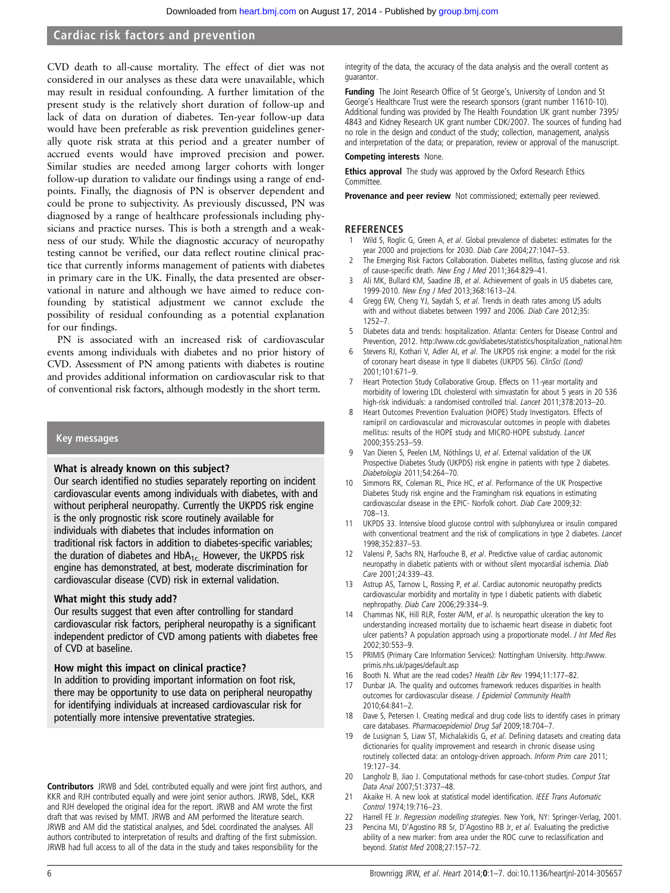CVD death to all-cause mortality. The effect of diet was not considered in our analyses as these data were unavailable, which may result in residual confounding. A further limitation of the present study is the relatively short duration of follow-up and lack of data on duration of diabetes. Ten-year follow-up data would have been preferable as risk prevention guidelines generally quote risk strata at this period and a greater number of accrued events would have improved precision and power. Similar studies are needed among larger cohorts with longer follow-up duration to validate our findings using a range of endpoints. Finally, the diagnosis of PN is observer dependent and could be prone to subjectivity. As previously discussed, PN was diagnosed by a range of healthcare professionals including physicians and practice nurses. This is both a strength and a weakness of our study. While the diagnostic accuracy of neuropathy testing cannot be verified, our data reflect routine clinical practice that currently informs management of patients with diabetes in primary care in the UK. Finally, the data presented are observational in nature and although we have aimed to reduce confounding by statistical adjustment we cannot exclude the possibility of residual confounding as a potential explanation for our findings.

PN is associated with an increased risk of cardiovascular events among individuals with diabetes and no prior history of CVD. Assessment of PN among patients with diabetes is routine and provides additional information on cardiovascular risk to that of conventional risk factors, although modestly in the short term.

## Key messages

### What is already known on this subject?

Our search identified no studies separately reporting on incident cardiovascular events among individuals with diabetes, with and without peripheral neuropathy. Currently the UKPDS risk engine is the only prognostic risk score routinely available for individuals with diabetes that includes information on traditional risk factors in addition to diabetes-specific variables; the duration of diabetes and $HbA_{1c}$. However, the UKPDS risk engine has demonstrated, at best, moderate discrimination for cardiovascular disease (CVD) risk in external validation.

### What might this study add?

Our results suggest that even after controlling for standard cardiovascular risk factors, peripheral neuropathy is a significant independent predictor of CVD among patients with diabetes free of CVD at baseline.

### How might this impact on clinical practice?

In addition to providing important information on foot risk, there may be opportunity to use data on peripheral neuropathy for identifying individuals at increased cardiovascular risk for potentially more intensive preventative strategies.

**Contributors** JRWB and SdeL contributed equally and were joint first authors, and KKR and RJH contributed equally and were joint senior authors. JRWB, SdeL, KKR and RJH developed the original idea for the report. JRWB and AM wrote the first draft that was revised by MMT. JRWB and AM performed the literature search. JRWB and AM did the statistical analyses, and SdeL coordinated the analyses. All authors contributed to interpretation of results and drafting of the first submission. JRWB had full access to all of the data in the study and takes responsibility for the integrity of the data, the accuracy of the data analysis and the overall content as guarantor.

**Funding** The Joint Research Office of St George's, University of London and St George's Healthcare Trust were the research sponsors (grant number 11610-10). Additional funding was provided by The Health Foundation UK grant number 7395/4843 and Kidney Research UK grant number CDK/2007. The sources of funding had no role in the design and conduct of the study; collection, management, analysis and interpretation of the data; or preparation, review or approval of the manuscript.

**Competing interests** None.

**Ethics approval** The study was approved by the Oxford Research Ethics Committee.

**Provenance and peer review** Not commissioned; externally peer reviewed.

## REFERENCES

1. Wild S, Roglic G, Green A, *et al*. Global prevalence of diabetes: estimates for the year 2000 and projections for 2030. *Diab Care* 2004;27:1047–53.
2. The Emerging Risk Factors Collaboration. Diabetes mellitus, fasting glucose and risk of cause-specific death. *New Eng J Med* 2011;364:829–41.
3. Ali MK, Bullard KM, Saadine JB, *et al*. Achievement of goals in US diabetes care, 1999-2010. *New Eng J Med* 2013;368:1613–24.
4. Gregg EW, Cheng YJ, Saydah S, *et al*. Trends in death rates among US adults with and without diabetes between 1997 and 2006. *Diab Care* 2012;35:1252–7.
5. Diabetes data and trends: hospitalization. Atlanta: Centers for Disease Control and Prevention, 2012. http://www.cdc.gov/diabetes/statistics/hospitalization_national.htm
6. Stevens RJ, Kothari V, Adler AI, *et al*. The UKPDS risk engine: a model for the risk of coronary heart disease in type II diabetes (UKPDS 56). *ClinSci (Lond)* 2001;101:671–9.
7. Heart Protection Study Collaborative Group. Effects on 11-year mortality and morbidity of lowering LDL cholesterol with simvastatin for about 5 years in 20 536 high-risk individuals: a randomised controlled trial. *Lancet* 2011;378:2013–20.
8. Heart Outcomes Prevention Evaluation (HOPE) Study Investigators. Effects of ramipril on cardiovascular and microvascular outcomes in people with diabetes mellitus: results of the HOPE study and MICRO-HOPE substudy. *Lancet* 2000;355:253–59.
9. Van Dieren S, Peelen LM, Nöthlings U, *et al*. External validation of the UK Prospective Diabetes Study (UKPDS) risk engine in patients with type 2 diabetes. *Diabetologia* 2011;54:264–70.
10. Simmons RK, Coleman RL, Price HC, *et al*. Performance of the UK Prospective Diabetes Study risk engine and the Framingham risk equations in estimating cardiovascular disease in the EPIC- Norfolk cohort. *Diab Care* 2009;32:708–13.
11. UKPDS 33. Intensive blood glucose control with sulphonylurea or insulin compared with conventional treatment and the risk of complications in type 2 diabetes. *Lancet* 1998;352:837–53.
12. Valensi P, Sachs RN, Harfouche B, *et al*. Predictive value of cardiac autonomic neuropathy in diabetic patients with or without silent myocardial ischemia. *Diab Care* 2001;24:339–43.
13. Astrup AS, Tarnow L, Rossing P, *et al*. Cardiac autonomic neuropathy predicts cardiovascular morbidity and mortality in type I diabetic patients with diabetic nephropathy. *Diab Care* 2006;29:334–9.
14. Chammas NK, Hill RLR, Foster AVM, *et al*. Is neuropathic ulceration the key to understanding increased mortality due to ischaemic heart disease in diabetic foot ulcer patients? A population approach using a proportionate model. *J Int Med Res* 2002;30:553–9.
15. PRIMIS (Primary Care Information Services): Nottingham University. http://www.primis.nhs.uk/pages/default.asp
16. Booth N. What are the read codes? *Health Libr Rev* 1994;11:177–82.
17. Dunbar JA. The quality and outcomes framework reduces disparities in health outcomes for cardiovascular disease. *J Epidemiol Community Health* 2010;64:841–2.
18. Dave S, Petersen I. Creating medical and drug code lists to identify cases in primary care databases. *Pharmacoepidemiol Drug Saf* 2009;18:704–7.
19. de Lusignan S, Liaw ST, Michalakidis G, *et al*. Defining datasets and creating data dictionaries for quality improvement and research in chronic disease using routinely collected data: an ontology-driven approach. *Inform Prim care* 2011;19:127–34.
20. Langholz B, Jiao J. Computational methods for case-cohort studies. *Comput Stat Data Anal* 2007;51:3737–48.
21. Akaike H. A new look at statistical model identification. *IEEE Trans Automatic Control* 1974;19:716–23.
22. Harrell FE Jr. *Regression modelling strategies*. New York, NY: Springer-Verlag, 2001.
23. Pencina MJ, D'Agostino RB Sr, D'Agostino RB Jr, *et al*. Evaluating the predictive ability of a new marker: from area under the ROC curve to reclassification and beyond. *Statist Med* 2008;27:157–72.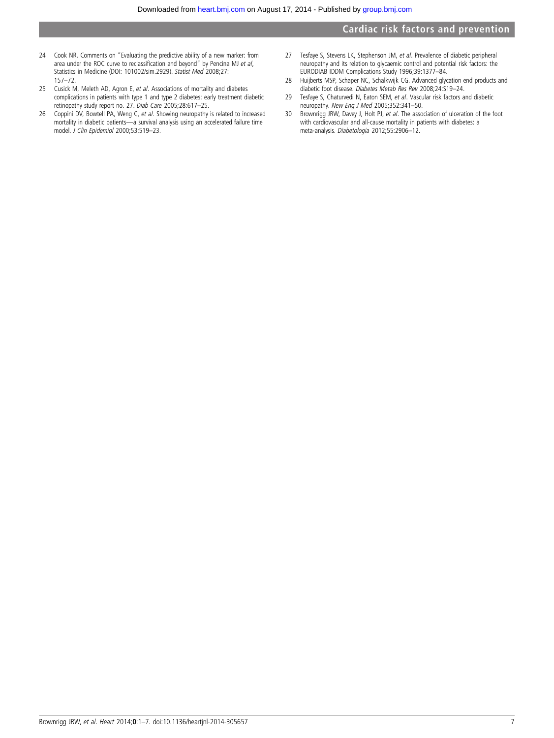24 Cook NR. Comments on "Evaluating the predictive ability of a new marker: from area under the ROC curve to reclassification and beyond" by Pencina MJ *et al*, Statistics in Medicine (DOI: 101002/sim.2929). *Statist Med* 2008;27: 157–72.

25 Cusick M, Meleth AD, Agron E, *et al*. Associations of mortality and diabetes complications in patients with type 1 and type 2 diabetes: early treatment diabetic retinopathy study report no. 27. *Diab Care* 2005;28:617–25.

26 Coppini DV, Bowtell PA, Weng C, *et al*. Showing neuropathy is related to increased mortality in diabetic patients—a survival analysis using an accelerated failure time model. *J Clin Epidemiol* 2000;53:519–23.

27 Tesfaye S, Stevens LK, Stephenson JM, *et al*. Prevalence of diabetic peripheral neuropathy and its relation to glycaemic control and potential risk factors: the EURODIAB IDDM Complications Study 1996;39:1377–84.

28 Huijberts MSP, Schaper NC, Schalkwijk CG. Advanced glycation end products and diabetic foot disease. *Diabetes Metab Res Rev* 2008;24:S19–24.

29 Tesfaye S, Chaturvedi N, Eaton SEM, *et al*. Vascular risk factors and diabetic neuropathy. *New Eng J Med* 2005;352:341–50.

30 Brownrigg JRW, Davey J, Holt PJ, *et al*. The association of ulceration of the foot with cardiovascular and all-cause mortality in patients with diabetes: a meta-analysis. *Diabetologia* 2012;55:2906–12.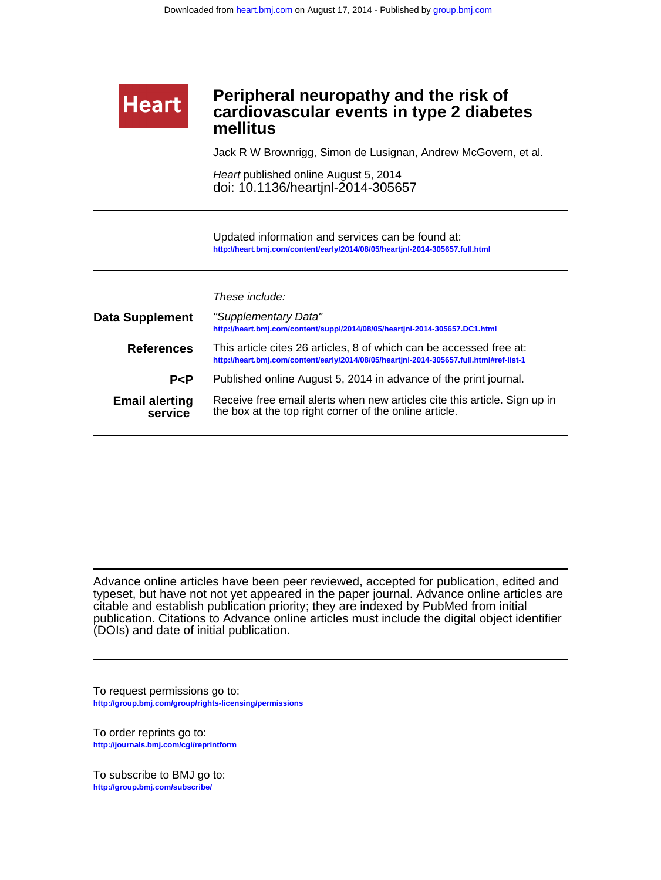Heart

# Peripheral neuropathy and the risk of cardiovascular events in type 2 diabetes mellitus

Jack R W Brownrigg, Simon de Lusignan, Andrew McGovern, et al.

*Heart* published online August 5, 2014
doi: 10.1136/heartjnl-2014-305657

---

Updated information and services can be found at:
**http://heart.bmj.com/content/early/2014/08/05/heartjnl-2014-305657.full.html**

---

*These include:*

**Data Supplement**
*"Supplementary Data"*
**http://heart.bmj.com/content/suppl/2014/08/05/heartjnl-2014-305657.DC1.html**

**References**
This article cites 26 articles, 8 of which can be accessed free at:
**http://heart.bmj.com/content/early/2014/08/05/heartjnl-2014-305657.full.html#ref-list-1**

**P<P**
Published online August 5, 2014 in advance of the print journal.

**Email alerting service**
Receive free email alerts when new articles cite this article. Sign up in the box at the top right corner of the online article.

---

Advance online articles have been peer reviewed, accepted for publication, edited and typeset, but have not not yet appeared in the paper journal. Advance online articles are citable and establish publication priority; they are indexed by PubMed from initial publication. Citations to Advance online articles must include the digital object identifier (DOIs) and date of initial publication.

---

To request permissions go to:
**http://group.bmj.com/group/rights-licensing/permissions**

To order reprints go to:
**http://journals.bmj.com/cgi/reprintform**

To subscribe to BMJ go to:
**http://group.bmj.com/subscribe/**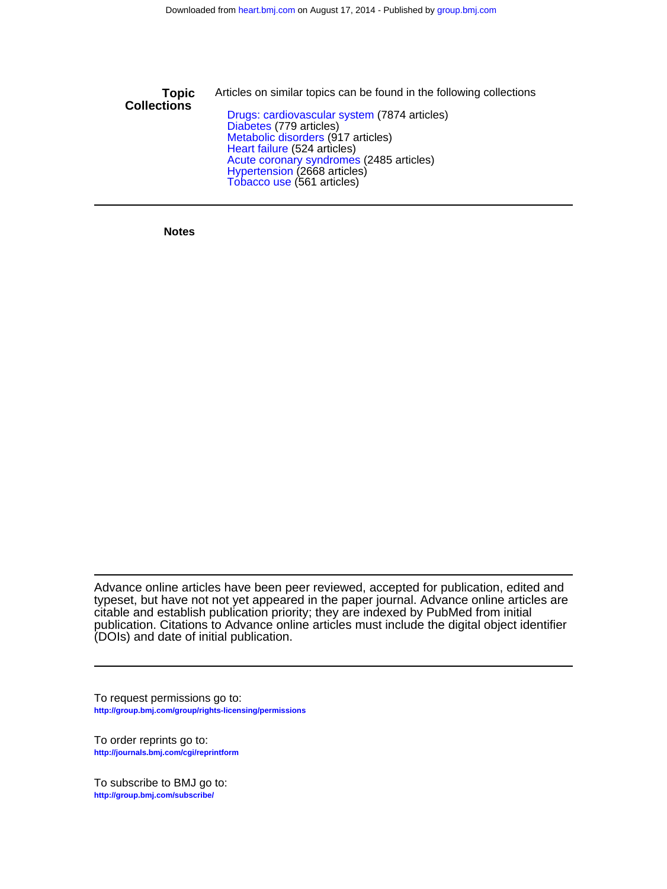**Topic Collections**

Articles on similar topics can be found in the following collections

- Drugs: cardiovascular system (7874 articles)
- Diabetes (779 articles)
- Metabolic disorders (917 articles)
- Heart failure (524 articles)
- Acute coronary syndromes (2485 articles)
- Hypertension (2668 articles)
- Tobacco use (561 articles)

---

**Notes**

---

Advance online articles have been peer reviewed, accepted for publication, edited and typeset, but have not not yet appeared in the paper journal. Advance online articles are citable and establish publication priority; they are indexed by PubMed from initial publication. Citations to Advance online articles must include the digital object identifier (DOIs) and date of initial publication.

---

To request permissions go to:
**http://group.bmj.com/group/rights-licensing/permissions**

To order reprints go to:
**http://journals.bmj.com/cgi/reprintform**

To subscribe to BMJ go to:
**http://group.bmj.com/subscribe/**